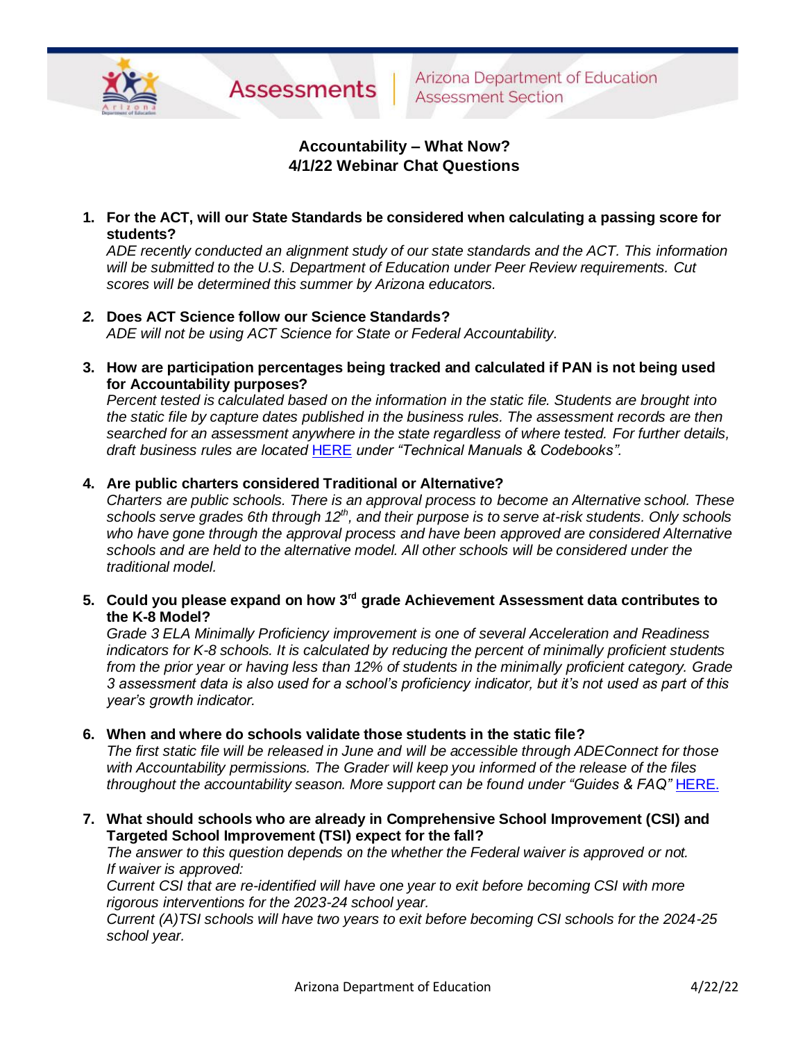Assessments | Arizona Department of Education Assessment Section

## Accountability – What Now?
## 4/1/22 Webinar Chat Questions

1. **For the ACT, will our State Standards be considered when calculating a passing score for students?**
   *ADE recently conducted an alignment study of our state standards and the ACT. This information will be submitted to the U.S. Department of Education under Peer Review requirements. Cut scores will be determined this summer by Arizona educators.*

2. **Does ACT Science follow our Science Standards?**
   *ADE will not be using ACT Science for State or Federal Accountability.*

3. **How are participation percentages being tracked and calculated if PAN is not being used for Accountability purposes?**
   *Percent tested is calculated based on the information in the static file. Students are brought into the static file by capture dates published in the business rules. The assessment records are then searched for an assessment anywhere in the state regardless of where tested. For further details, draft business rules are located* HERE *under "Technical Manuals & Codebooks".*

4. **Are public charters considered Traditional or Alternative?**
   *Charters are public schools. There is an approval process to become an Alternative school. These schools serve grades 6th through 12th, and their purpose is to serve at-risk students. Only schools who have gone through the approval process and have been approved are considered Alternative schools and are held to the alternative model. All other schools will be considered under the traditional model.*

5. **Could you please expand on how 3rd grade Achievement Assessment data contributes to the K-8 Model?**
   *Grade 3 ELA Minimally Proficiency improvement is one of several Acceleration and Readiness indicators for K-8 schools. It is calculated by reducing the percent of minimally proficient students from the prior year or having less than 12% of students in the minimally proficient category. Grade 3 assessment data is also used for a school's proficiency indicator, but it's not used as part of this year's growth indicator.*

6. **When and where do schools validate those students in the static file?**
   *The first static file will be released in June and will be accessible through ADEConnect for those with Accountability permissions. The Grader will keep you informed of the release of the files throughout the accountability season. More support can be found under "Guides & FAQ"* HERE.

7. **What should schools who are already in Comprehensive School Improvement (CSI) and Targeted School Improvement (TSI) expect for the fall?**
   *The answer to this question depends on the whether the Federal waiver is approved or not.*
   *If waiver is approved:*
   *Current CSI that are re-identified will have one year to exit before becoming CSI with more rigorous interventions for the 2023-24 school year.*
   *Current (A)TSI schools will have two years to exit before becoming CSI schools for the 2024-25 school year.*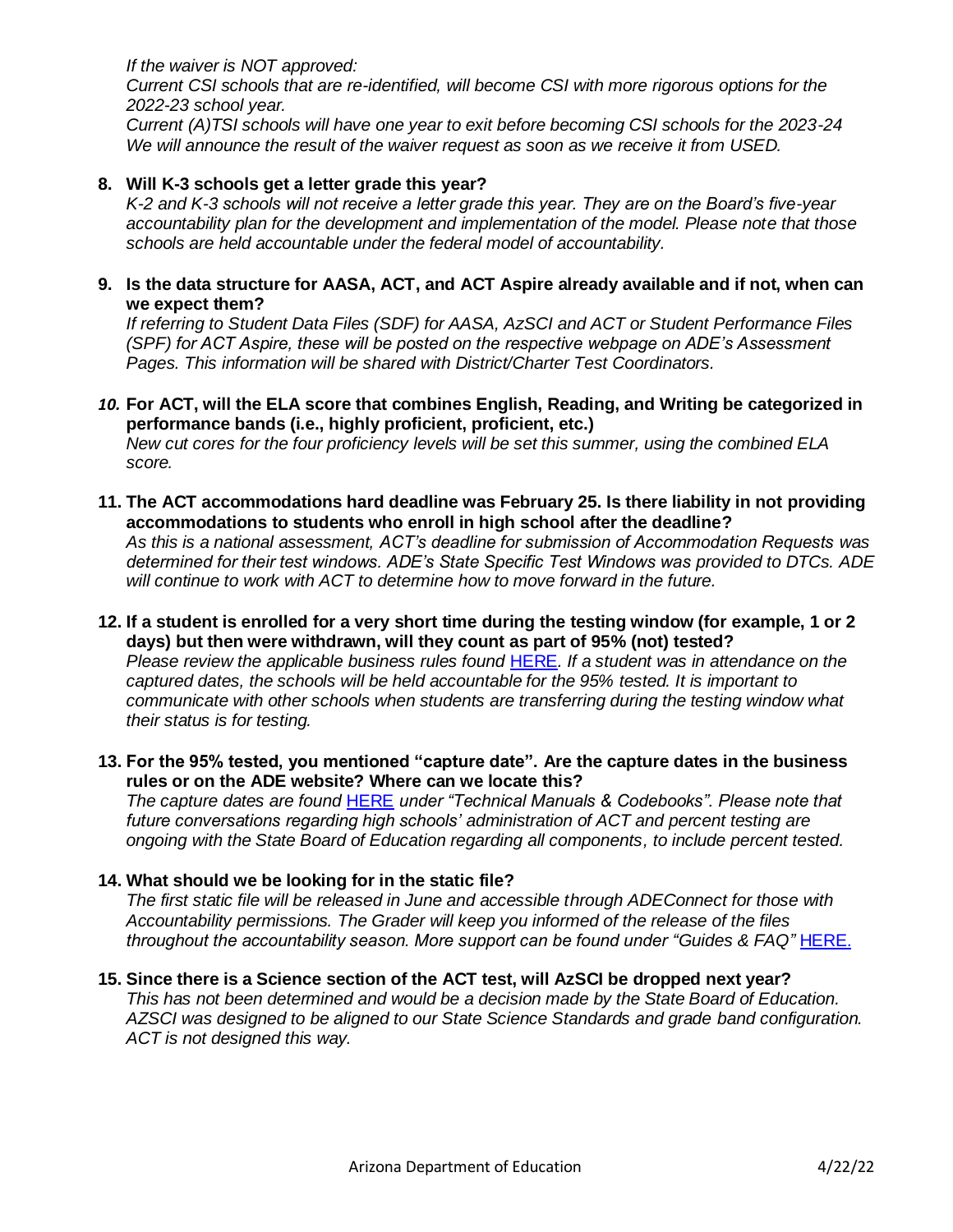*If the waiver is NOT approved:*
*Current CSI schools that are re-identified, will become CSI with more rigorous options for the 2022-23 school year.*
*Current (A)TSI schools will have one year to exit before becoming CSI schools for the 2023-24 We will announce the result of the waiver request as soon as we receive it from USED.*

8. **Will K-3 schools get a letter grade this year?**
   *K-2 and K-3 schools will not receive a letter grade this year. They are on the Board's five-year accountability plan for the development and implementation of the model. Please note that those schools are held accountable under the federal model of accountability.*

9. **Is the data structure for AASA, ACT, and ACT Aspire already available and if not, when can we expect them?**
   *If referring to Student Data Files (SDF) for AASA, AzSCI and ACT or Student Performance Files (SPF) for ACT Aspire, these will be posted on the respective webpage on ADE's Assessment Pages. This information will be shared with District/Charter Test Coordinators.*

10. **For ACT, will the ELA score that combines English, Reading, and Writing be categorized in performance bands (i.e., highly proficient, proficient, etc.)**
    *New cut cores for the four proficiency levels will be set this summer, using the combined ELA score.*

11. **The ACT accommodations hard deadline was February 25. Is there liability in not providing accommodations to students who enroll in high school after the deadline?**
    *As this is a national assessment, ACT's deadline for submission of Accommodation Requests was determined for their test windows. ADE's State Specific Test Windows was provided to DTCs. ADE will continue to work with ACT to determine how to move forward in the future.*

12. **If a student is enrolled for a very short time during the testing window (for example, 1 or 2 days) but then were withdrawn, will they count as part of 95% (not) tested?**
    *Please review the applicable business rules found* HERE*. If a student was in attendance on the captured dates, the schools will be held accountable for the 95% tested. It is important to communicate with other schools when students are transferring during the testing window what their status is for testing.*

13. **For the 95% tested, you mentioned "capture date". Are the capture dates in the business rules or on the ADE website? Where can we locate this?**
    *The capture dates are found* HERE *under "Technical Manuals & Codebooks". Please note that future conversations regarding high schools' administration of ACT and percent testing are ongoing with the State Board of Education regarding all components, to include percent tested.*

14. **What should we be looking for in the static file?**
    *The first static file will be released in June and accessible through ADEConnect for those with Accountability permissions. The Grader will keep you informed of the release of the files throughout the accountability season. More support can be found under "Guides & FAQ"* HERE.

15. **Since there is a Science section of the ACT test, will AzSCI be dropped next year?**
    *This has not been determined and would be a decision made by the State Board of Education. AZSCI was designed to be aligned to our State Science Standards and grade band configuration. ACT is not designed this way.*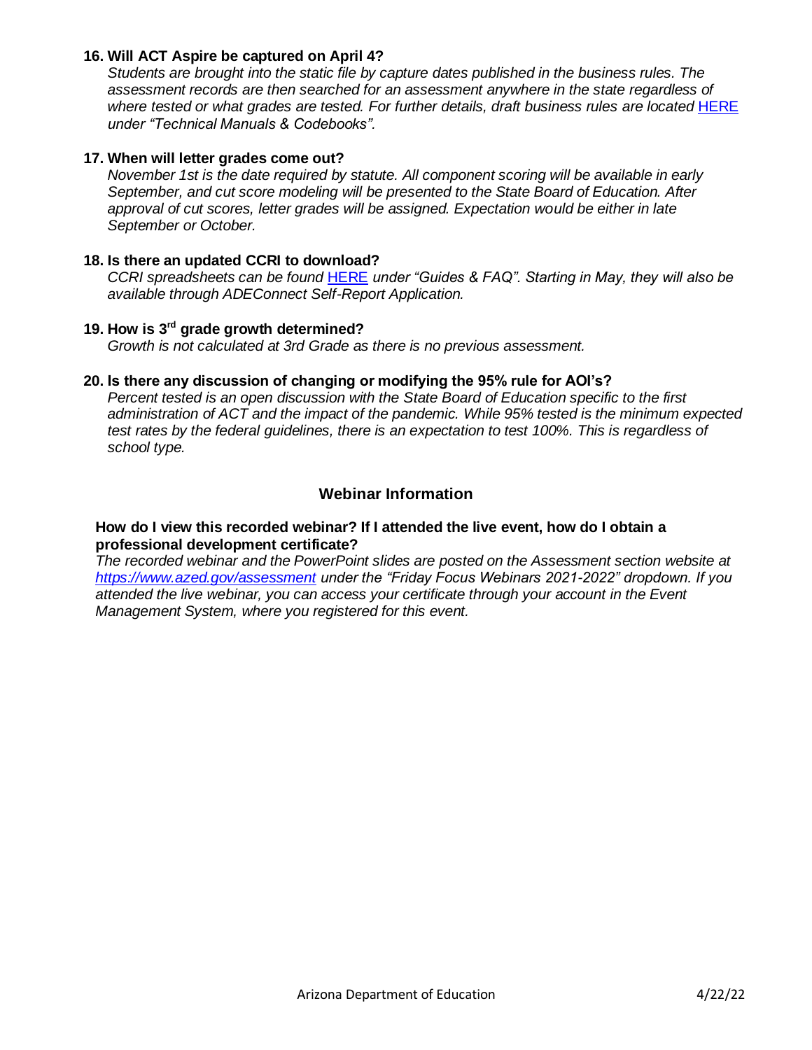**16. Will ACT Aspire be captured on April 4?**

*Students are brought into the static file by capture dates published in the business rules. The assessment records are then searched for an assessment anywhere in the state regardless of where tested or what grades are tested. For further details, draft business rules are located* HERE *under "Technical Manuals & Codebooks".*

**17. When will letter grades come out?**

*November 1st is the date required by statute. All component scoring will be available in early September, and cut score modeling will be presented to the State Board of Education. After approval of cut scores, letter grades will be assigned. Expectation would be either in late September or October.*

**18. Is there an updated CCRI to download?**

*CCRI spreadsheets can be found* HERE *under "Guides & FAQ". Starting in May, they will also be available through ADEConnect Self-Report Application.*

**19. How is 3rd grade growth determined?**

*Growth is not calculated at 3rd Grade as there is no previous assessment.*

**20. Is there any discussion of changing or modifying the 95% rule for AOI's?**

*Percent tested is an open discussion with the State Board of Education specific to the first administration of ACT and the impact of the pandemic. While 95% tested is the minimum expected test rates by the federal guidelines, there is an expectation to test 100%. This is regardless of school type.*

## Webinar Information

**How do I view this recorded webinar? If I attended the live event, how do I obtain a professional development certificate?**

*The recorded webinar and the PowerPoint slides are posted on the Assessment section website at https://www.azed.gov/assessment under the "Friday Focus Webinars 2021-2022" dropdown. If you attended the live webinar, you can access your certificate through your account in the Event Management System, where you registered for this event.*